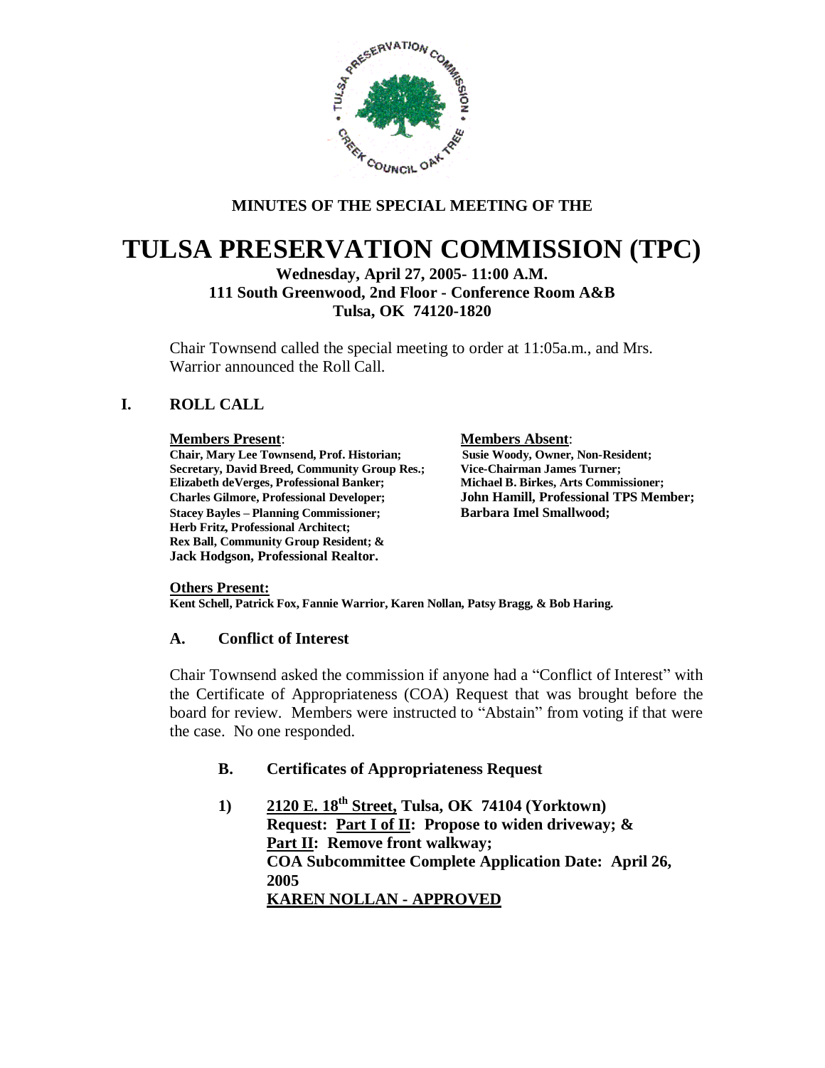**MINUTES OF THE SPECIAL MEETING OF THE**

# TULSA PRESERVATION COMMISSION (TPC)

**Wednesday, April 27, 2005- 11:00 A.M.**
**111 South Greenwood, 2nd Floor - Conference Room A&B**
**Tulsa, OK 74120-1820**

Chair Townsend called the special meeting to order at 11:05a.m., and Mrs. Warrior announced the Roll Call.

## I. ROLL CALL

**Members Present**:
**Chair, Mary Lee Townsend, Prof. Historian;**
**Secretary, David Breed, Community Group Res.;**
**Elizabeth deVerges, Professional Banker;**
**Charles Gilmore, Professional Developer;**
**Stacey Bayles – Planning Commissioner;**
**Herb Fritz, Professional Architect;**
**Rex Ball, Community Group Resident; &**
**Jack Hodgson, Professional Realtor.**

**Members Absent**:
**Susie Woody, Owner, Non-Resident;**
**Vice-Chairman James Turner;**
**Michael B. Birkes, Arts Commissioner;**
**John Hamill, Professional TPS Member;**
**Barbara Imel Smallwood;**

**Others Present:**
**Kent Schell, Patrick Fox, Fannie Warrior, Karen Nollan, Patsy Bragg, & Bob Haring.**

### A. Conflict of Interest

Chair Townsend asked the commission if anyone had a "Conflict of Interest" with the Certificate of Appropriateness (COA) Request that was brought before the board for review. Members were instructed to "Abstain" from voting if that were the case. No one responded.

### B. Certificates of Appropriateness Request

1) **2120 E. 18th Street, Tulsa, OK 74104 (Yorktown)**
**Request: Part I of II: Propose to widen driveway; &**
**Part II: Remove front walkway;**
**COA Subcommittee Complete Application Date: April 26, 2005**
**KAREN NOLLAN - APPROVED**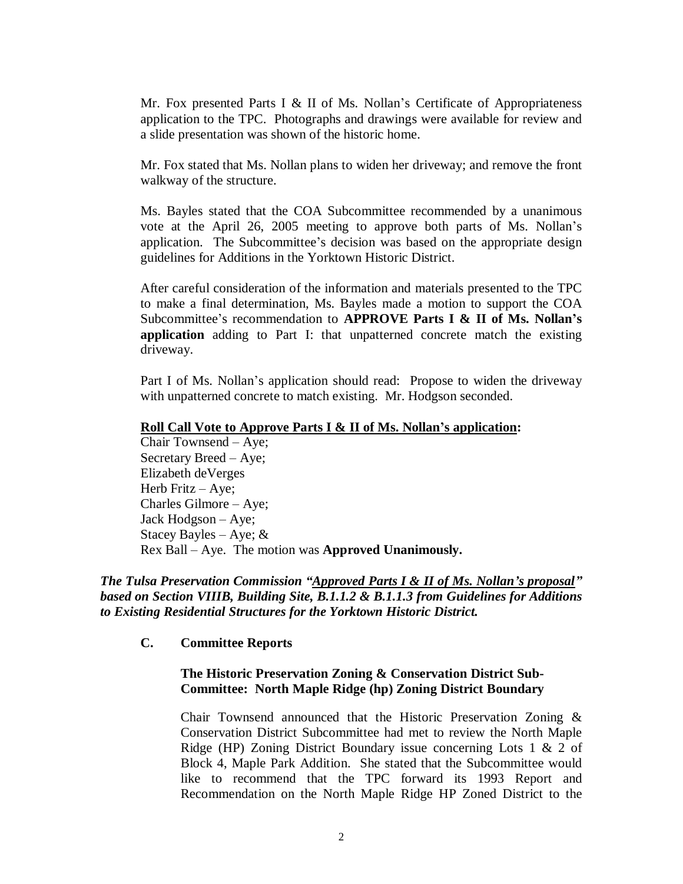Mr. Fox presented Parts I & II of Ms. Nollan's Certificate of Appropriateness application to the TPC. Photographs and drawings were available for review and a slide presentation was shown of the historic home.

Mr. Fox stated that Ms. Nollan plans to widen her driveway; and remove the front walkway of the structure.

Ms. Bayles stated that the COA Subcommittee recommended by a unanimous vote at the April 26, 2005 meeting to approve both parts of Ms. Nollan's application. The Subcommittee's decision was based on the appropriate design guidelines for Additions in the Yorktown Historic District.

After careful consideration of the information and materials presented to the TPC to make a final determination, Ms. Bayles made a motion to support the COA Subcommittee's recommendation to **APPROVE Parts I & II of Ms. Nollan's application** adding to Part I: that unpatterned concrete match the existing driveway.

Part I of Ms. Nollan's application should read: Propose to widen the driveway with unpatterned concrete to match existing. Mr. Hodgson seconded.

**Roll Call Vote to Approve Parts I & II of Ms. Nollan's application:**
Chair Townsend – Aye;
Secretary Breed – Aye;
Elizabeth deVerges
Herb Fritz – Aye;
Charles Gilmore – Aye;
Jack Hodgson – Aye;
Stacey Bayles – Aye; &
Rex Ball – Aye. The motion was **Approved Unanimously.**

***The Tulsa Preservation Commission "Approved Parts I & II of Ms. Nollan's proposal" based on Section VIIIB, Building Site, B.1.1.2 & B.1.1.3 from Guidelines for Additions to Existing Residential Structures for the Yorktown Historic District.***

**C. Committee Reports**

**The Historic Preservation Zoning & Conservation District Sub-Committee: North Maple Ridge (hp) Zoning District Boundary**

Chair Townsend announced that the Historic Preservation Zoning & Conservation District Subcommittee had met to review the North Maple Ridge (HP) Zoning District Boundary issue concerning Lots 1 & 2 of Block 4, Maple Park Addition. She stated that the Subcommittee would like to recommend that the TPC forward its 1993 Report and Recommendation on the North Maple Ridge HP Zoned District to the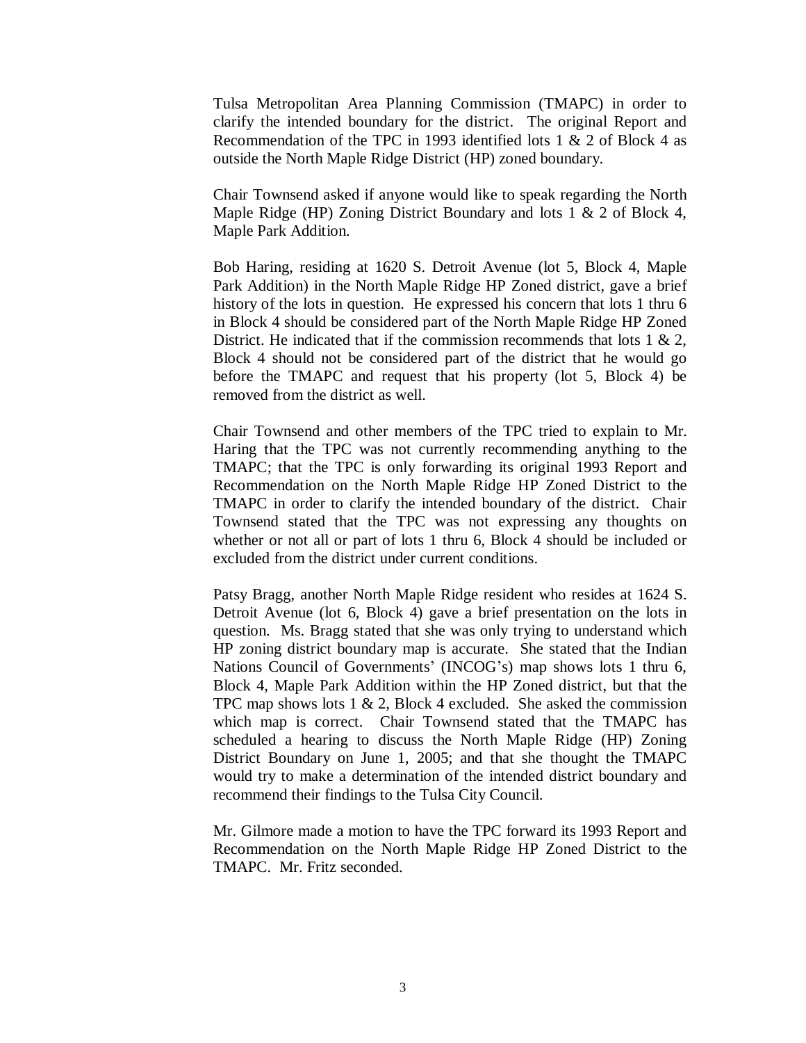Tulsa Metropolitan Area Planning Commission (TMAPC) in order to clarify the intended boundary for the district. The original Report and Recommendation of the TPC in 1993 identified lots 1 & 2 of Block 4 as outside the North Maple Ridge District (HP) zoned boundary.

Chair Townsend asked if anyone would like to speak regarding the North Maple Ridge (HP) Zoning District Boundary and lots 1 & 2 of Block 4, Maple Park Addition.

Bob Haring, residing at 1620 S. Detroit Avenue (lot 5, Block 4, Maple Park Addition) in the North Maple Ridge HP Zoned district, gave a brief history of the lots in question. He expressed his concern that lots 1 thru 6 in Block 4 should be considered part of the North Maple Ridge HP Zoned District. He indicated that if the commission recommends that lots 1 & 2, Block 4 should not be considered part of the district that he would go before the TMAPC and request that his property (lot 5, Block 4) be removed from the district as well.

Chair Townsend and other members of the TPC tried to explain to Mr. Haring that the TPC was not currently recommending anything to the TMAPC; that the TPC is only forwarding its original 1993 Report and Recommendation on the North Maple Ridge HP Zoned District to the TMAPC in order to clarify the intended boundary of the district. Chair Townsend stated that the TPC was not expressing any thoughts on whether or not all or part of lots 1 thru 6, Block 4 should be included or excluded from the district under current conditions.

Patsy Bragg, another North Maple Ridge resident who resides at 1624 S. Detroit Avenue (lot 6, Block 4) gave a brief presentation on the lots in question. Ms. Bragg stated that she was only trying to understand which HP zoning district boundary map is accurate. She stated that the Indian Nations Council of Governments' (INCOG's) map shows lots 1 thru 6, Block 4, Maple Park Addition within the HP Zoned district, but that the TPC map shows lots 1 & 2, Block 4 excluded. She asked the commission which map is correct. Chair Townsend stated that the TMAPC has scheduled a hearing to discuss the North Maple Ridge (HP) Zoning District Boundary on June 1, 2005; and that she thought the TMAPC would try to make a determination of the intended district boundary and recommend their findings to the Tulsa City Council.

Mr. Gilmore made a motion to have the TPC forward its 1993 Report and Recommendation on the North Maple Ridge HP Zoned District to the TMAPC. Mr. Fritz seconded.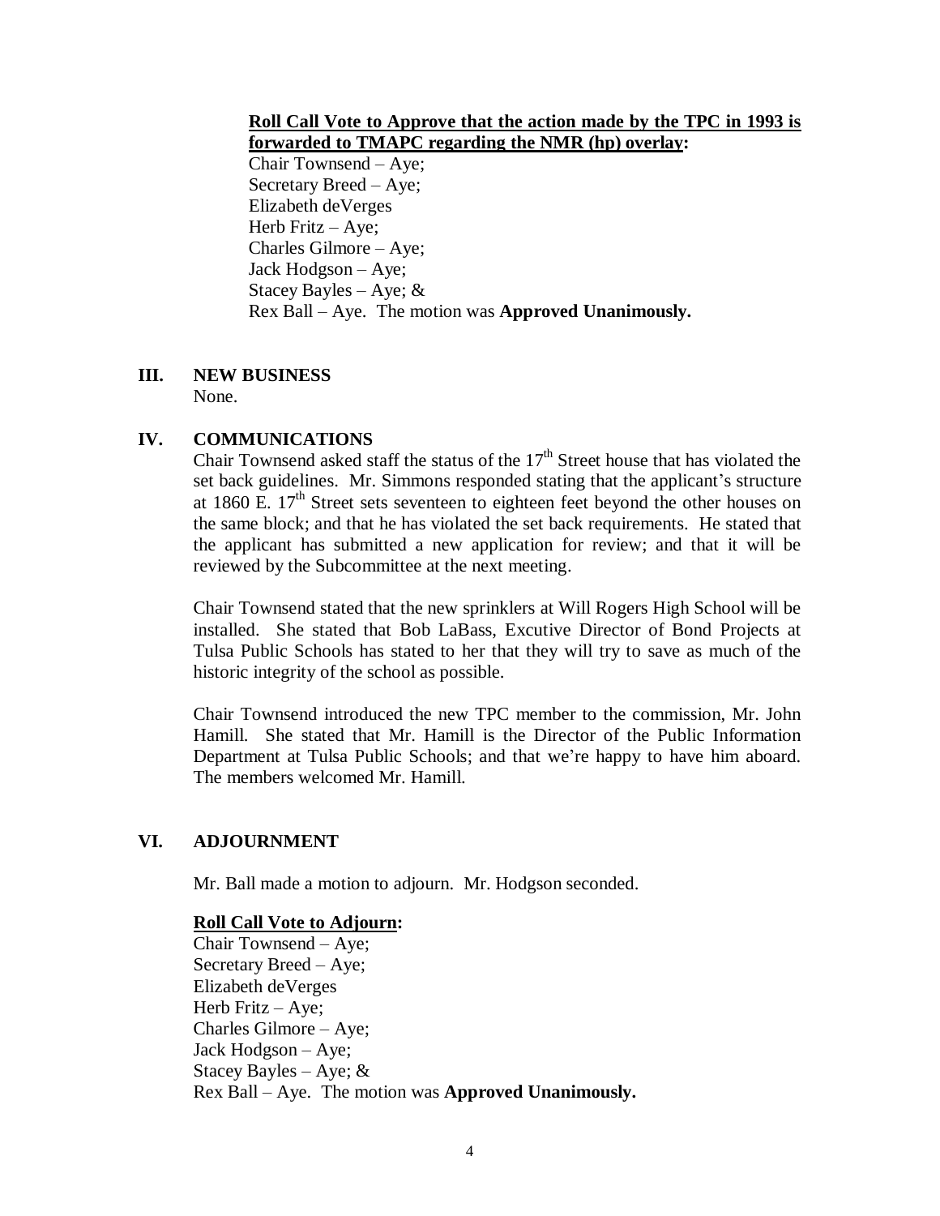**Roll Call Vote to Approve that the action made by the TPC in 1993 is forwarded to TMAPC regarding the NMR (hp) overlay:**

Chair Townsend – Aye;
Secretary Breed – Aye;
Elizabeth deVerges
Herb Fritz – Aye;
Charles Gilmore – Aye;
Jack Hodgson – Aye;
Stacey Bayles – Aye; &
Rex Ball – Aye. The motion was **Approved Unanimously.**

## III. NEW BUSINESS

None.

## IV. COMMUNICATIONS

Chair Townsend asked staff the status of the 17th Street house that has violated the set back guidelines. Mr. Simmons responded stating that the applicant's structure at 1860 E. 17th Street sets seventeen to eighteen feet beyond the other houses on the same block; and that he has violated the set back requirements. He stated that the applicant has submitted a new application for review; and that it will be reviewed by the Subcommittee at the next meeting.

Chair Townsend stated that the new sprinklers at Will Rogers High School will be installed. She stated that Bob LaBass, Excutive Director of Bond Projects at Tulsa Public Schools has stated to her that they will try to save as much of the historic integrity of the school as possible.

Chair Townsend introduced the new TPC member to the commission, Mr. John Hamill. She stated that Mr. Hamill is the Director of the Public Information Department at Tulsa Public Schools; and that we're happy to have him aboard. The members welcomed Mr. Hamill.

## VI. ADJOURNMENT

Mr. Ball made a motion to adjourn. Mr. Hodgson seconded.

**Roll Call Vote to Adjourn:**

Chair Townsend – Aye;
Secretary Breed – Aye;
Elizabeth deVerges
Herb Fritz – Aye;
Charles Gilmore – Aye;
Jack Hodgson – Aye;
Stacey Bayles – Aye; &
Rex Ball – Aye. The motion was **Approved Unanimously.**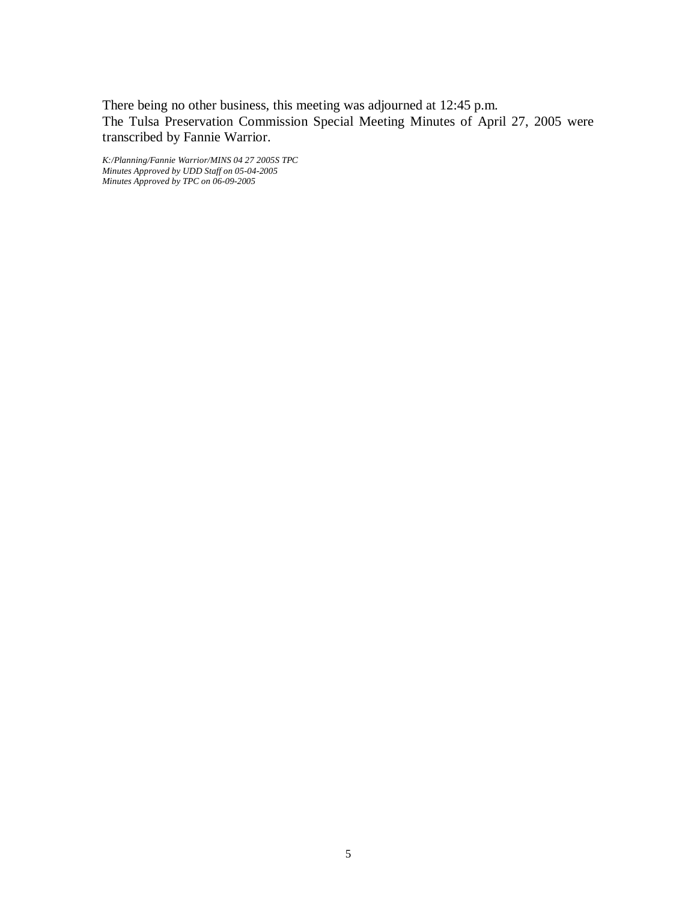There being no other business, this meeting was adjourned at 12:45 p.m.
The Tulsa Preservation Commission Special Meeting Minutes of April 27, 2005 were transcribed by Fannie Warrior.

*K:/Planning/Fannie Warrior/MINS 04 27 2005S TPC*
*Minutes Approved by UDD Staff on 05-04-2005*
*Minutes Approved by TPC on 06-09-2005*